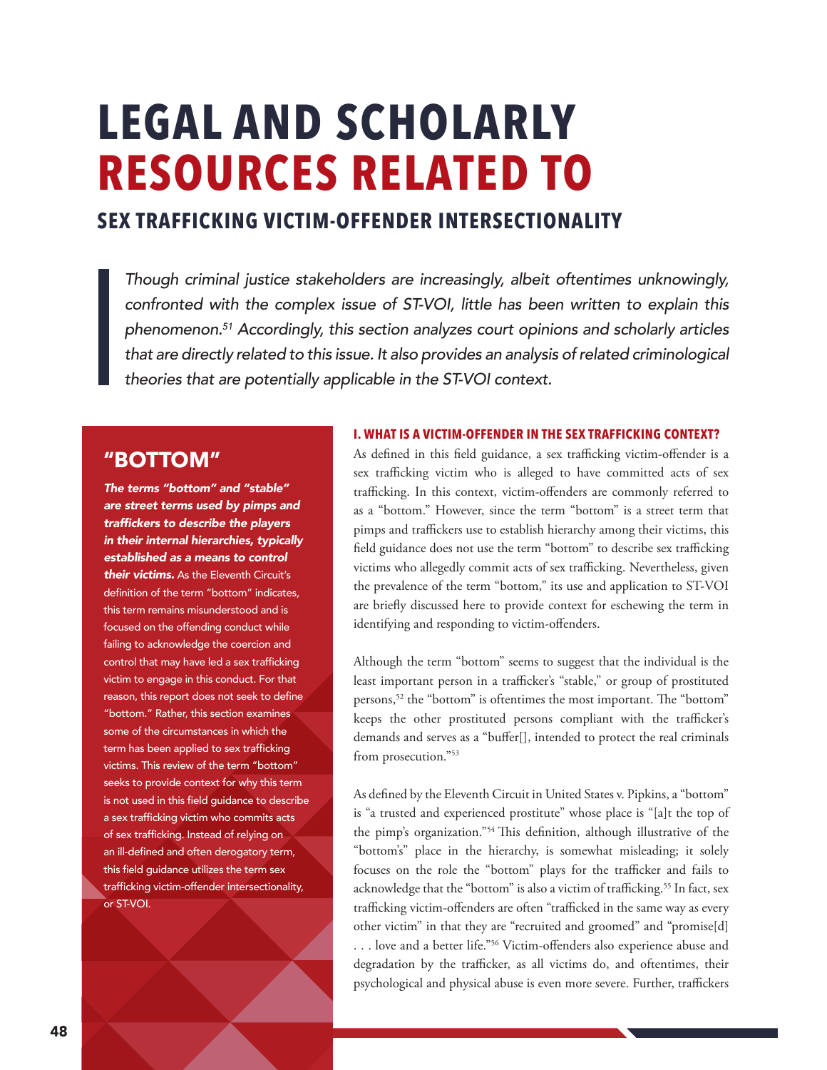# LEGAL AND SCHOLARLY RESOURCES RELATED TO

## SEX TRAFFICKING VICTIM-OFFENDER INTERSECTIONALITY

> *Though criminal justice stakeholders are increasingly, albeit oftentimes unknowingly, confronted with the complex issue of ST-VOI, little has been written to explain this phenomenon.[51] Accordingly, this section analyzes court opinions and scholarly articles that are directly related to this issue. It also provides an analysis of related criminological theories that are potentially applicable in the ST-VOI context.*

### "BOTTOM"

***The terms "bottom" and "stable" are street terms used by pimps and traffickers to describe the players in their internal hierarchies, typically established as a means to control their victims.*** As the Eleventh Circuit's definition of the term "bottom" indicates, this term remains misunderstood and is focused on the offending conduct while failing to acknowledge the coercion and control that may have led a sex trafficking victim to engage in this conduct. For that reason, this report does not seek to define "bottom." Rather, this section examines some of the circumstances in which the term has been applied to sex trafficking victims. This review of the term "bottom" seeks to provide context for why this term is not used in this field guidance to describe a sex trafficking victim who commits acts of sex trafficking. Instead of relying on an ill-defined and often derogatory term, this field guidance utilizes the term sex trafficking victim-offender intersectionality, or ST-VOI.

### I. WHAT IS A VICTIM-OFFENDER IN THE SEX TRAFFICKING CONTEXT?

As defined in this field guidance, a sex trafficking victim-offender is a sex trafficking victim who is alleged to have committed acts of sex trafficking. In this context, victim-offenders are commonly referred to as a "bottom." However, since the term "bottom" is a street term that pimps and traffickers use to establish hierarchy among their victims, this field guidance does not use the term "bottom" to describe sex trafficking victims who allegedly commit acts of sex trafficking. Nevertheless, given the prevalence of the term "bottom," its use and application to ST-VOI are briefly discussed here to provide context for eschewing the term in identifying and responding to victim-offenders.

Although the term "bottom" seems to suggest that the individual is the least important person in a trafficker's "stable," or group of prostituted persons,[52] the "bottom" is oftentimes the most important. The "bottom" keeps the other prostituted persons compliant with the trafficker's demands and serves as a "buffer[], intended to protect the real criminals from prosecution."[53]

As defined by the Eleventh Circuit in United States v. Pipkins, a "bottom" is "a trusted and experienced prostitute" whose place is "[a]t the top of the pimp's organization."[54] This definition, although illustrative of the "bottom's" place in the hierarchy, is somewhat misleading; it solely focuses on the role the "bottom" plays for the trafficker and fails to acknowledge that the "bottom" is also a victim of trafficking.[55] In fact, sex trafficking victim-offenders are often "trafficked in the same way as every other victim" in that they are "recruited and groomed" and "promise[d] . . . love and a better life."[56] Victim-offenders also experience abuse and degradation by the trafficker, as all victims do, and oftentimes, their psychological and physical abuse is even more severe. Further, traffickers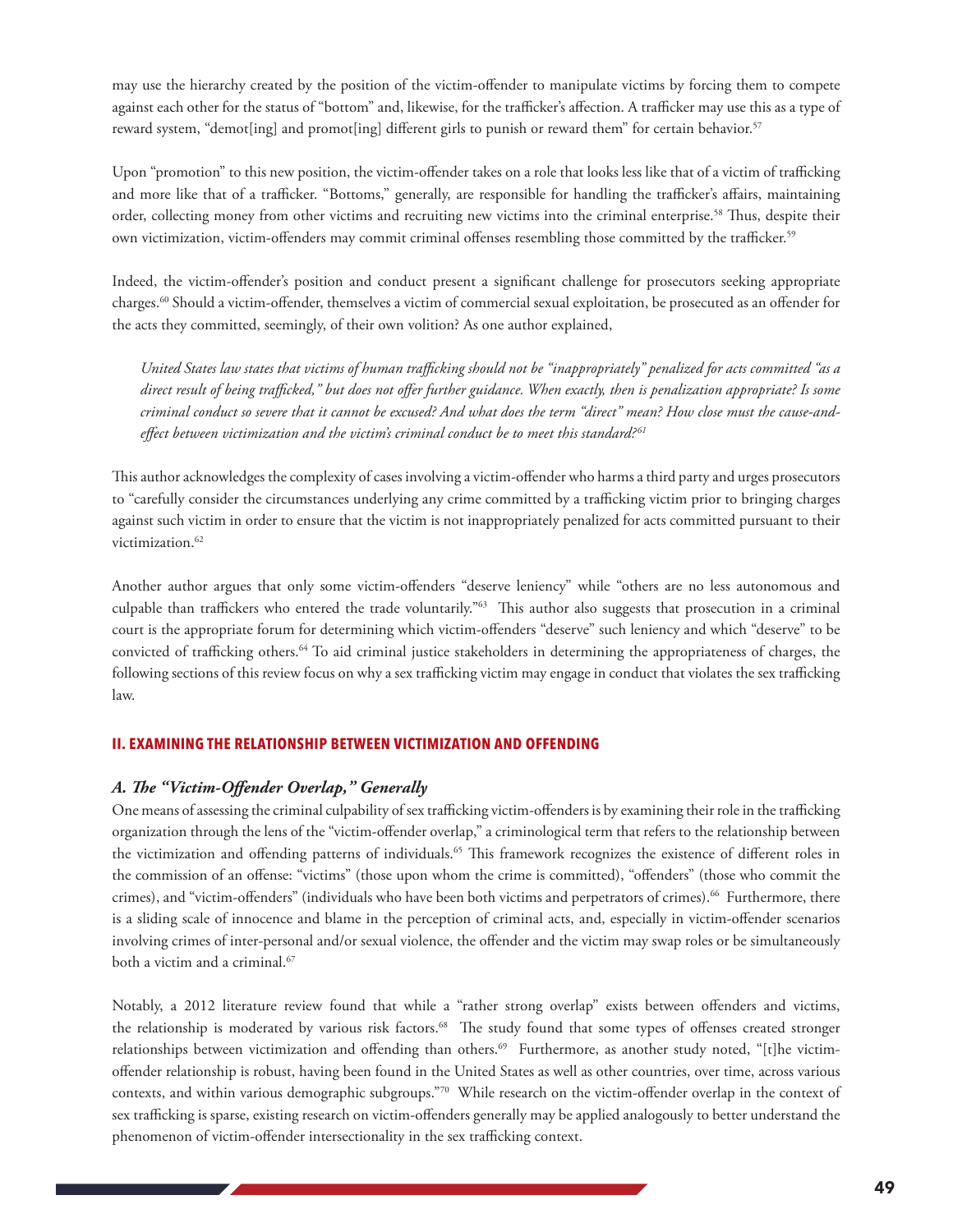may use the hierarchy created by the position of the victim-offender to manipulate victims by forcing them to compete against each other for the status of "bottom" and, likewise, for the trafficker's affection. A trafficker may use this as a type of reward system, "demot[ing] and promot[ing] different girls to punish or reward them" for certain behavior.[57]

Upon "promotion" to this new position, the victim-offender takes on a role that looks less like that of a victim of trafficking and more like that of a trafficker. "Bottoms," generally, are responsible for handling the trafficker's affairs, maintaining order, collecting money from other victims and recruiting new victims into the criminal enterprise.[58] Thus, despite their own victimization, victim-offenders may commit criminal offenses resembling those committed by the trafficker.[59]

Indeed, the victim-offender's position and conduct present a significant challenge for prosecutors seeking appropriate charges.[60] Should a victim-offender, themselves a victim of commercial sexual exploitation, be prosecuted as an offender for the acts they committed, seemingly, of their own volition? As one author explained,

> *United States law states that victims of human trafficking should not be "inappropriately" penalized for acts committed "as a direct result of being trafficked," but does not offer further guidance. When exactly, then is penalization appropriate? Is some criminal conduct so severe that it cannot be excused? And what does the term "direct" mean? How close must the cause-and-effect between victimization and the victim's criminal conduct be to meet this standard?*[61]

This author acknowledges the complexity of cases involving a victim-offender who harms a third party and urges prosecutors to "carefully consider the circumstances underlying any crime committed by a trafficking victim prior to bringing charges against such victim in order to ensure that the victim is not inappropriately penalized for acts committed pursuant to their victimization.[62]

Another author argues that only some victim-offenders "deserve leniency" while "others are no less autonomous and culpable than traffickers who entered the trade voluntarily."[63] This author also suggests that prosecution in a criminal court is the appropriate forum for determining which victim-offenders "deserve" such leniency and which "deserve" to be convicted of trafficking others.[64] To aid criminal justice stakeholders in determining the appropriateness of charges, the following sections of this review focus on why a sex trafficking victim may engage in conduct that violates the sex trafficking law.

## II. EXAMINING THE RELATIONSHIP BETWEEN VICTIMIZATION AND OFFENDING

### *A. The "Victim-Offender Overlap," Generally*

One means of assessing the criminal culpability of sex trafficking victim-offenders is by examining their role in the trafficking organization through the lens of the "victim-offender overlap," a criminological term that refers to the relationship between the victimization and offending patterns of individuals.[65] This framework recognizes the existence of different roles in the commission of an offense: "victims" (those upon whom the crime is committed), "offenders" (those who commit the crimes), and "victim-offenders" (individuals who have been both victims and perpetrators of crimes).[66] Furthermore, there is a sliding scale of innocence and blame in the perception of criminal acts, and, especially in victim-offender scenarios involving crimes of inter-personal and/or sexual violence, the offender and the victim may swap roles or be simultaneously both a victim and a criminal.[67]

Notably, a 2012 literature review found that while a "rather strong overlap" exists between offenders and victims, the relationship is moderated by various risk factors.[68] The study found that some types of offenses created stronger relationships between victimization and offending than others.[69] Furthermore, as another study noted, "[t]he victim-offender relationship is robust, having been found in the United States as well as other countries, over time, across various contexts, and within various demographic subgroups."[70] While research on the victim-offender overlap in the context of sex trafficking is sparse, existing research on victim-offenders generally may be applied analogously to better understand the phenomenon of victim-offender intersectionality in the sex trafficking context.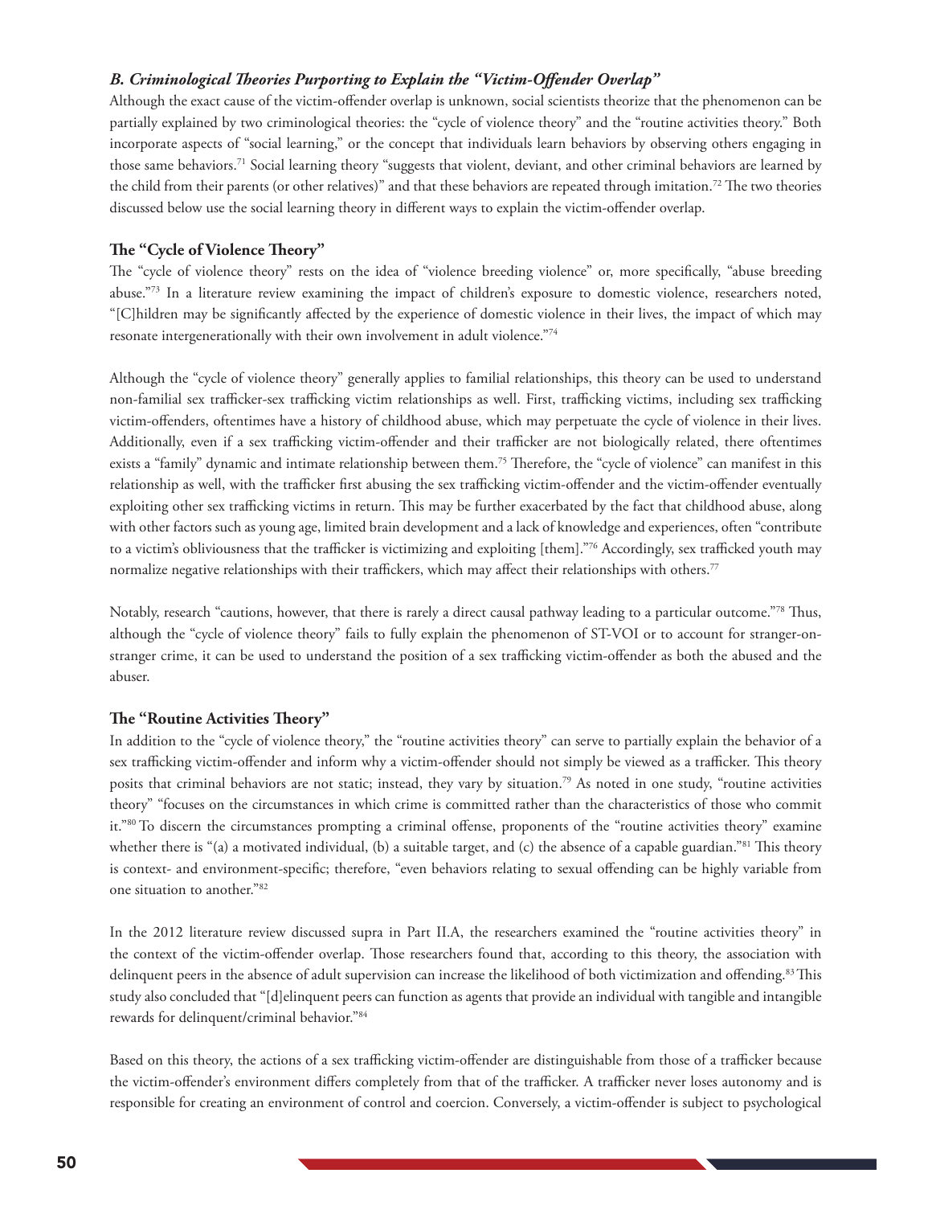### *B. Criminological Theories Purporting to Explain the "Victim-Offender Overlap"*

Although the exact cause of the victim-offender overlap is unknown, social scientists theorize that the phenomenon can be partially explained by two criminological theories: the "cycle of violence theory" and the "routine activities theory." Both incorporate aspects of "social learning," or the concept that individuals learn behaviors by observing others engaging in those same behaviors.[71] Social learning theory "suggests that violent, deviant, and other criminal behaviors are learned by the child from their parents (or other relatives)" and that these behaviors are repeated through imitation.[72] The two theories discussed below use the social learning theory in different ways to explain the victim-offender overlap.

**The "Cycle of Violence Theory"**

The "cycle of violence theory" rests on the idea of "violence breeding violence" or, more specifically, "abuse breeding abuse."[73] In a literature review examining the impact of children's exposure to domestic violence, researchers noted, "[C]hildren may be significantly affected by the experience of domestic violence in their lives, the impact of which may resonate intergenerationally with their own involvement in adult violence."[74]

Although the "cycle of violence theory" generally applies to familial relationships, this theory can be used to understand non-familial sex trafficker-sex trafficking victim relationships as well. First, trafficking victims, including sex trafficking victim-offenders, oftentimes have a history of childhood abuse, which may perpetuate the cycle of violence in their lives. Additionally, even if a sex trafficking victim-offender and their trafficker are not biologically related, there oftentimes exists a "family" dynamic and intimate relationship between them.[75] Therefore, the "cycle of violence" can manifest in this relationship as well, with the trafficker first abusing the sex trafficking victim-offender and the victim-offender eventually exploiting other sex trafficking victims in return. This may be further exacerbated by the fact that childhood abuse, along with other factors such as young age, limited brain development and a lack of knowledge and experiences, often "contribute to a victim's obliviousness that the trafficker is victimizing and exploiting [them]."[76] Accordingly, sex trafficked youth may normalize negative relationships with their traffickers, which may affect their relationships with others.[77]

Notably, research "cautions, however, that there is rarely a direct causal pathway leading to a particular outcome."[78] Thus, although the "cycle of violence theory" fails to fully explain the phenomenon of ST-VOI or to account for stranger-on-stranger crime, it can be used to understand the position of a sex trafficking victim-offender as both the abused and the abuser.

**The "Routine Activities Theory"**

In addition to the "cycle of violence theory," the "routine activities theory" can serve to partially explain the behavior of a sex trafficking victim-offender and inform why a victim-offender should not simply be viewed as a trafficker. This theory posits that criminal behaviors are not static; instead, they vary by situation.[79] As noted in one study, "routine activities theory" "focuses on the circumstances in which crime is committed rather than the characteristics of those who commit it."[80] To discern the circumstances prompting a criminal offense, proponents of the "routine activities theory" examine whether there is "(a) a motivated individual, (b) a suitable target, and (c) the absence of a capable guardian."[81] This theory is context- and environment-specific; therefore, "even behaviors relating to sexual offending can be highly variable from one situation to another."[82]

In the 2012 literature review discussed supra in Part II.A, the researchers examined the "routine activities theory" in the context of the victim-offender overlap. Those researchers found that, according to this theory, the association with delinquent peers in the absence of adult supervision can increase the likelihood of both victimization and offending.[83] This study also concluded that "[d]elinquent peers can function as agents that provide an individual with tangible and intangible rewards for delinquent/criminal behavior."[84]

Based on this theory, the actions of a sex trafficking victim-offender are distinguishable from those of a trafficker because the victim-offender's environment differs completely from that of the trafficker. A trafficker never loses autonomy and is responsible for creating an environment of control and coercion. Conversely, a victim-offender is subject to psychological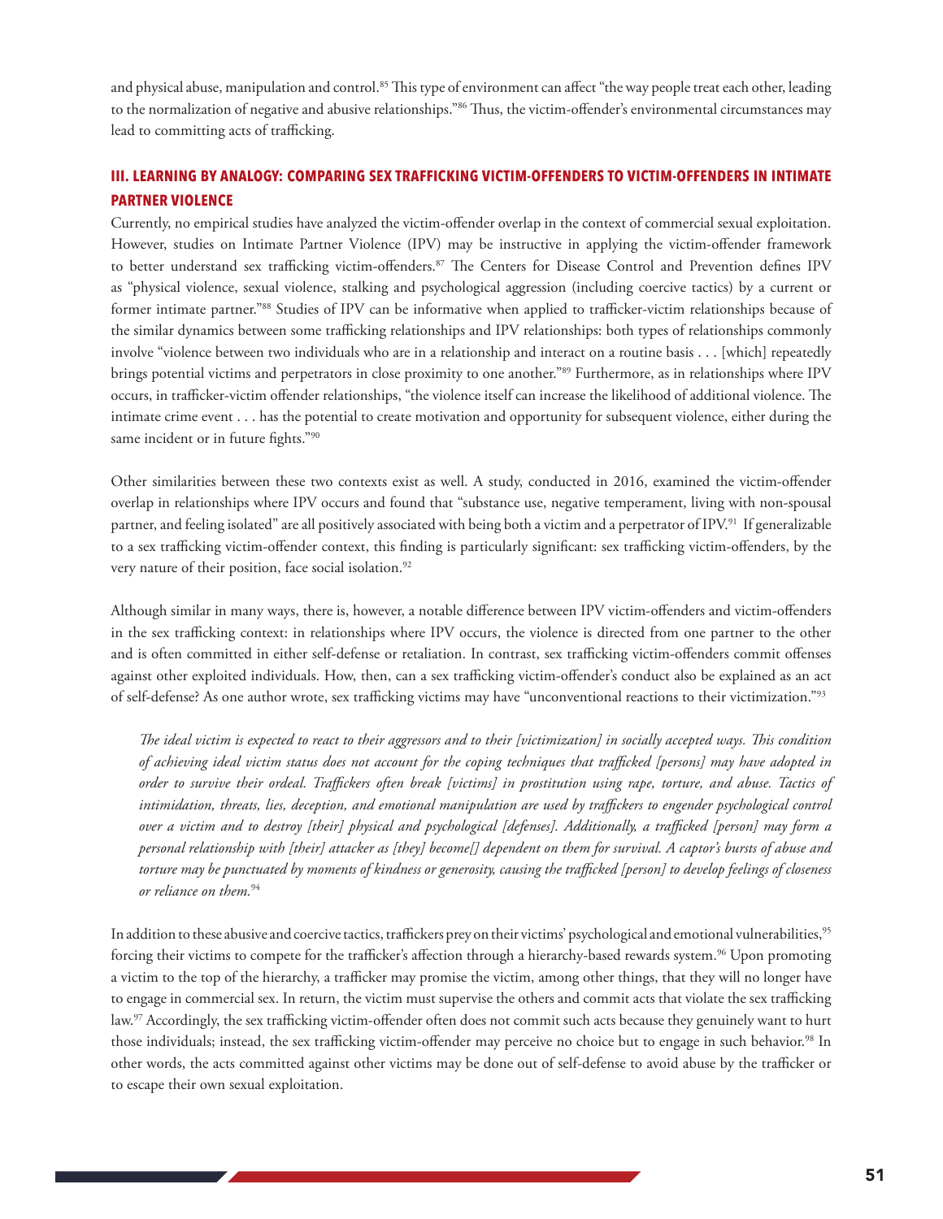and physical abuse, manipulation and control.[85] This type of environment can affect "the way people treat each other, leading to the normalization of negative and abusive relationships."[86] Thus, the victim-offender's environmental circumstances may lead to committing acts of trafficking.

### III. LEARNING BY ANALOGY: COMPARING SEX TRAFFICKING VICTIM-OFFENDERS TO VICTIM-OFFENDERS IN INTIMATE PARTNER VIOLENCE

Currently, no empirical studies have analyzed the victim-offender overlap in the context of commercial sexual exploitation. However, studies on Intimate Partner Violence (IPV) may be instructive in applying the victim-offender framework to better understand sex trafficking victim-offenders.[87] The Centers for Disease Control and Prevention defines IPV as "physical violence, sexual violence, stalking and psychological aggression (including coercive tactics) by a current or former intimate partner."[88] Studies of IPV can be informative when applied to trafficker-victim relationships because of the similar dynamics between some trafficking relationships and IPV relationships: both types of relationships commonly involve "violence between two individuals who are in a relationship and interact on a routine basis . . . [which] repeatedly brings potential victims and perpetrators in close proximity to one another."[89] Furthermore, as in relationships where IPV occurs, in trafficker-victim offender relationships, "the violence itself can increase the likelihood of additional violence. The intimate crime event . . . has the potential to create motivation and opportunity for subsequent violence, either during the same incident or in future fights."[90]

Other similarities between these two contexts exist as well. A study, conducted in 2016, examined the victim-offender overlap in relationships where IPV occurs and found that "substance use, negative temperament, living with non-spousal partner, and feeling isolated" are all positively associated with being both a victim and a perpetrator of IPV.[91] If generalizable to a sex trafficking victim-offender context, this finding is particularly significant: sex trafficking victim-offenders, by the very nature of their position, face social isolation.[92]

Although similar in many ways, there is, however, a notable difference between IPV victim-offenders and victim-offenders in the sex trafficking context: in relationships where IPV occurs, the violence is directed from one partner to the other and is often committed in either self-defense or retaliation. In contrast, sex trafficking victim-offenders commit offenses against other exploited individuals. How, then, can a sex trafficking victim-offender's conduct also be explained as an act of self-defense? As one author wrote, sex trafficking victims may have "unconventional reactions to their victimization."[93]

> *The ideal victim is expected to react to their aggressors and to their [victimization] in socially accepted ways. This condition of achieving ideal victim status does not account for the coping techniques that trafficked [persons] may have adopted in order to survive their ordeal. Traffickers often break [victims] in prostitution using rape, torture, and abuse. Tactics of intimidation, threats, lies, deception, and emotional manipulation are used by traffickers to engender psychological control over a victim and to destroy [their] physical and psychological [defenses]. Additionally, a trafficked [person] may form a personal relationship with [their] attacker as [they] become[] dependent on them for survival. A captor's bursts of abuse and torture may be punctuated by moments of kindness or generosity, causing the trafficked [person] to develop feelings of closeness or reliance on them.*[94]

In addition to these abusive and coercive tactics, traffickers prey on their victims' psychological and emotional vulnerabilities,[95] forcing their victims to compete for the trafficker's affection through a hierarchy-based rewards system.[96] Upon promoting a victim to the top of the hierarchy, a trafficker may promise the victim, among other things, that they will no longer have to engage in commercial sex. In return, the victim must supervise the others and commit acts that violate the sex trafficking law.[97] Accordingly, the sex trafficking victim-offender often does not commit such acts because they genuinely want to hurt those individuals; instead, the sex trafficking victim-offender may perceive no choice but to engage in such behavior.[98] In other words, the acts committed against other victims may be done out of self-defense to avoid abuse by the trafficker or to escape their own sexual exploitation.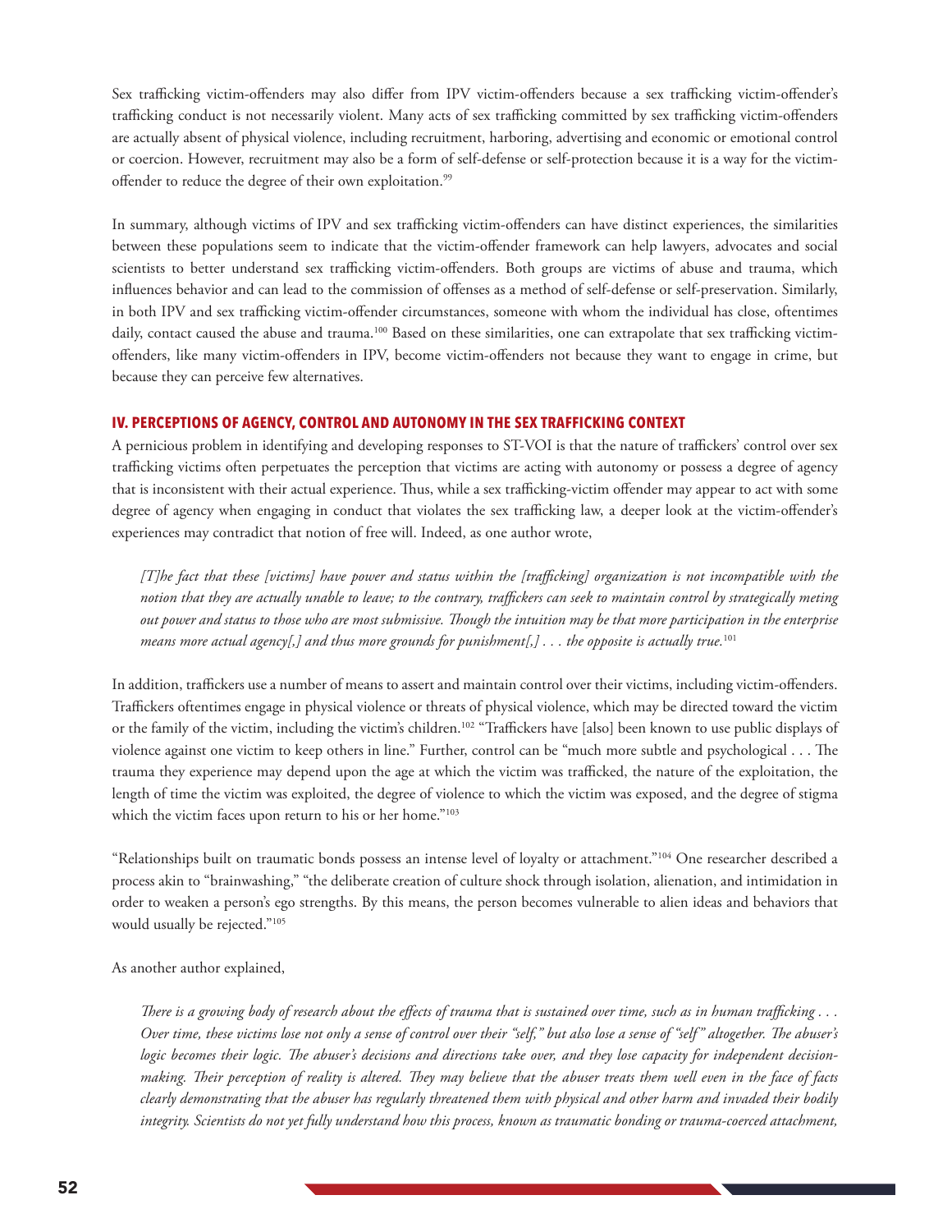Sex trafficking victim-offenders may also differ from IPV victim-offenders because a sex trafficking victim-offender's trafficking conduct is not necessarily violent. Many acts of sex trafficking committed by sex trafficking victim-offenders are actually absent of physical violence, including recruitment, harboring, advertising and economic or emotional control or coercion. However, recruitment may also be a form of self-defense or self-protection because it is a way for the victim-offender to reduce the degree of their own exploitation.[99]

In summary, although victims of IPV and sex trafficking victim-offenders can have distinct experiences, the similarities between these populations seem to indicate that the victim-offender framework can help lawyers, advocates and social scientists to better understand sex trafficking victim-offenders. Both groups are victims of abuse and trauma, which influences behavior and can lead to the commission of offenses as a method of self-defense or self-preservation. Similarly, in both IPV and sex trafficking victim-offender circumstances, someone with whom the individual has close, oftentimes daily, contact caused the abuse and trauma.[100] Based on these similarities, one can extrapolate that sex trafficking victim-offenders, like many victim-offenders in IPV, become victim-offenders not because they want to engage in crime, but because they can perceive few alternatives.

## IV. PERCEPTIONS OF AGENCY, CONTROL AND AUTONOMY IN THE SEX TRAFFICKING CONTEXT

A pernicious problem in identifying and developing responses to ST-VOI is that the nature of traffickers' control over sex trafficking victims often perpetuates the perception that victims are acting with autonomy or possess a degree of agency that is inconsistent with their actual experience. Thus, while a sex trafficking-victim offender may appear to act with some degree of agency when engaging in conduct that violates the sex trafficking law, a deeper look at the victim-offender's experiences may contradict that notion of free will. Indeed, as one author wrote,

> *[T]he fact that these [victims] have power and status within the [trafficking] organization is not incompatible with the notion that they are actually unable to leave; to the contrary, traffickers can seek to maintain control by strategically meting out power and status to those who are most submissive. Though the intuition may be that more participation in the enterprise means more actual agency[,] and thus more grounds for punishment[,] . . . the opposite is actually true.*[101]

In addition, traffickers use a number of means to assert and maintain control over their victims, including victim-offenders. Traffickers oftentimes engage in physical violence or threats of physical violence, which may be directed toward the victim or the family of the victim, including the victim's children.[102] "Traffickers have [also] been known to use public displays of violence against one victim to keep others in line." Further, control can be "much more subtle and psychological . . . The trauma they experience may depend upon the age at which the victim was trafficked, the nature of the exploitation, the length of time the victim was exploited, the degree of violence to which the victim was exposed, and the degree of stigma which the victim faces upon return to his or her home."[103]

"Relationships built on traumatic bonds possess an intense level of loyalty or attachment."[104] One researcher described a process akin to "brainwashing," "the deliberate creation of culture shock through isolation, alienation, and intimidation in order to weaken a person's ego strengths. By this means, the person becomes vulnerable to alien ideas and behaviors that would usually be rejected."[105]

As another author explained,

> *There is a growing body of research about the effects of trauma that is sustained over time, such as in human trafficking . . . Over time, these victims lose not only a sense of control over their "self," but also lose a sense of "self" altogether. The abuser's logic becomes their logic. The abuser's decisions and directions take over, and they lose capacity for independent decision-making. Their perception of reality is altered. They may believe that the abuser treats them well even in the face of facts clearly demonstrating that the abuser has regularly threatened them with physical and other harm and invaded their bodily integrity. Scientists do not yet fully understand how this process, known as traumatic bonding or trauma-coerced attachment,*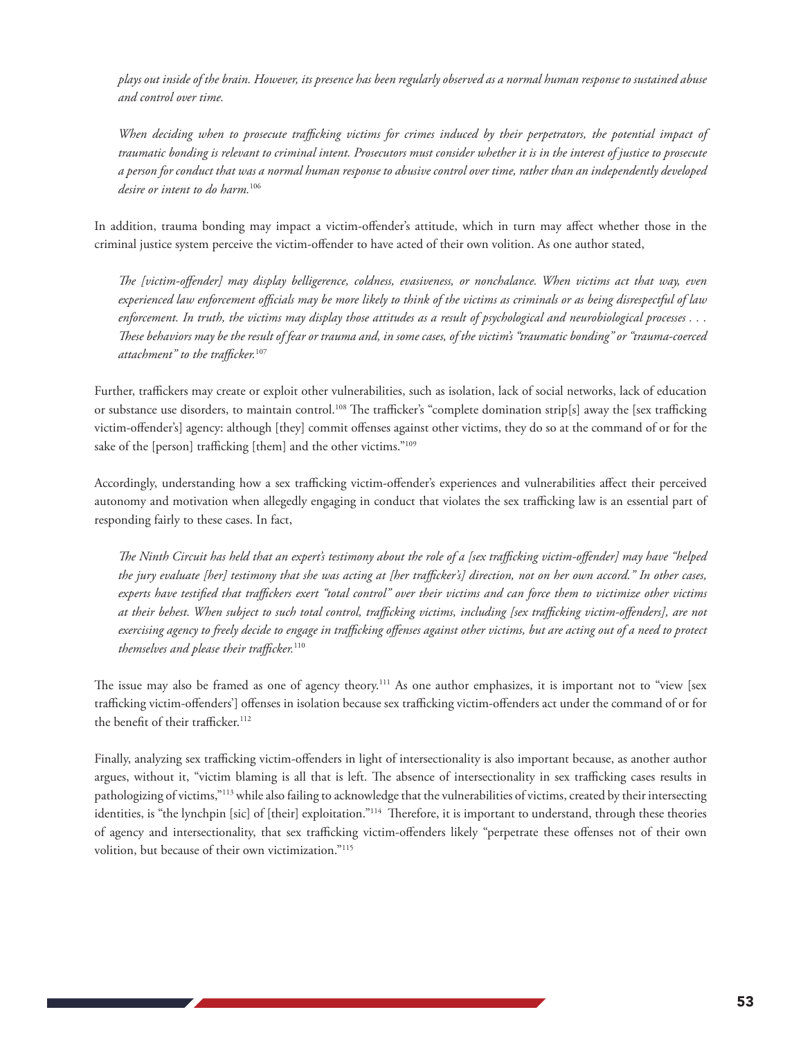*plays out inside of the brain. However, its presence has been regularly observed as a normal human response to sustained abuse and control over time.*

> *When deciding when to prosecute trafficking victims for crimes induced by their perpetrators, the potential impact of traumatic bonding is relevant to criminal intent. Prosecutors must consider whether it is in the interest of justice to prosecute a person for conduct that was a normal human response to abusive control over time, rather than an independently developed desire or intent to do harm.*[106]

In addition, trauma bonding may impact a victim-offender's attitude, which in turn may affect whether those in the criminal justice system perceive the victim-offender to have acted of their own volition. As one author stated,

> *The [victim-offender] may display belligerence, coldness, evasiveness, or nonchalance. When victims act that way, even experienced law enforcement officials may be more likely to think of the victims as criminals or as being disrespectful of law enforcement. In truth, the victims may display those attitudes as a result of psychological and neurobiological processes . . . These behaviors may be the result of fear or trauma and, in some cases, of the victim's "traumatic bonding" or "trauma-coerced attachment" to the trafficker.*[107]

Further, traffickers may create or exploit other vulnerabilities, such as isolation, lack of social networks, lack of education or substance use disorders, to maintain control.[108] The trafficker's "complete domination strip[s] away the [sex trafficking victim-offender's] agency: although [they] commit offenses against other victims, they do so at the command of or for the sake of the [person] trafficking [them] and the other victims."[109]

Accordingly, understanding how a sex trafficking victim-offender's experiences and vulnerabilities affect their perceived autonomy and motivation when allegedly engaging in conduct that violates the sex trafficking law is an essential part of responding fairly to these cases. In fact,

> *The Ninth Circuit has held that an expert's testimony about the role of a [sex trafficking victim-offender] may have "helped the jury evaluate [her] testimony that she was acting at [her trafficker's] direction, not on her own accord." In other cases, experts have testified that traffickers exert "total control" over their victims and can force them to victimize other victims at their behest. When subject to such total control, trafficking victims, including [sex trafficking victim-offenders], are not exercising agency to freely decide to engage in trafficking offenses against other victims, but are acting out of a need to protect themselves and please their trafficker.*[110]

The issue may also be framed as one of agency theory.[111] As one author emphasizes, it is important not to "view [sex trafficking victim-offenders'] offenses in isolation because sex trafficking victim-offenders act under the command of or for the benefit of their trafficker.[112]

Finally, analyzing sex trafficking victim-offenders in light of intersectionality is also important because, as another author argues, without it, "victim blaming is all that is left. The absence of intersectionality in sex trafficking cases results in pathologizing of victims,"[113] while also failing to acknowledge that the vulnerabilities of victims, created by their intersecting identities, is "the lynchpin [sic] of [their] exploitation."[114] Therefore, it is important to understand, through these theories of agency and intersectionality, that sex trafficking victim-offenders likely "perpetrate these offenses not of their own volition, but because of their own victimization."[115]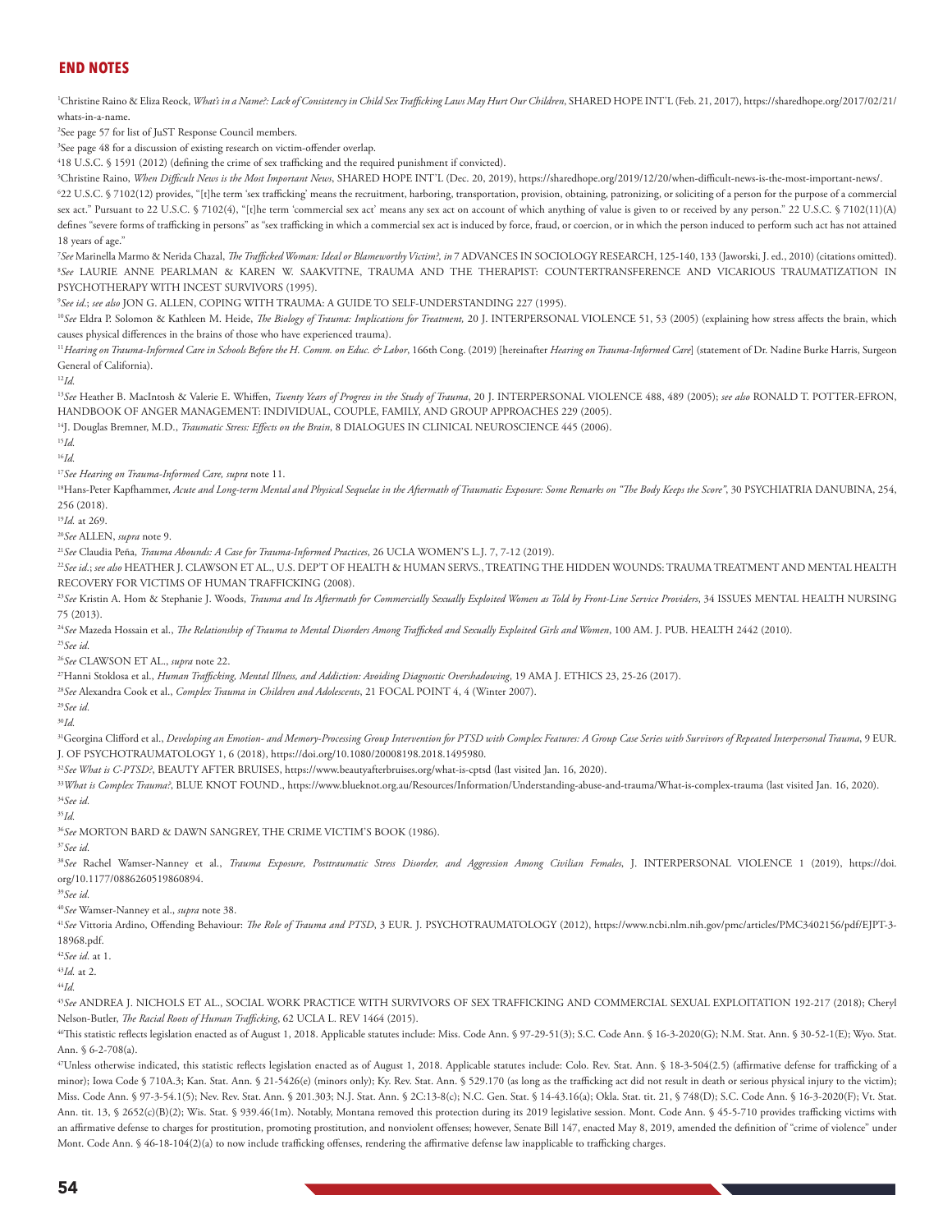## END NOTES

[1]Christine Raino & Eliza Reock, *What's in a Name?: Lack of Consistency in Child Sex Trafficking Laws May Hurt Our Children*, SHARED HOPE INT'L (Feb. 21, 2017), https://sharedhope.org/2017/02/21/whats-in-a-name.

[2]See page 57 for list of JuST Response Council members.

[3]See page 48 for a discussion of existing research on victim-offender overlap.

[4]18 U.S.C. § 1591 (2012) (defining the crime of sex trafficking and the required punishment if convicted).

[5]Christine Raino, *When Difficult News is the Most Important News*, SHARED HOPE INT'L (Dec. 20, 2019), https://sharedhope.org/2019/12/20/when-difficult-news-is-the-most-important-news/.

[6]22 U.S.C. § 7102(12) provides, "[t]he term 'sex trafficking' means the recruitment, harboring, transportation, provision, obtaining, patronizing, or soliciting of a person for the purpose of a commercial sex act." Pursuant to 22 U.S.C. § 7102(4), "[t]he term 'commercial sex act' means any sex act on account of which anything of value is given to or received by any person." 22 U.S.C. § 7102(11)(A) defines "severe forms of trafficking in persons" as "sex trafficking in which a commercial sex act is induced by force, fraud, or coercion, or in which the person induced to perform such act has not attained 18 years of age."

[7]*See* Marinella Marmo & Nerida Chazal, *The Trafficked Woman: Ideal or Blameworthy Victim?*, *in* 7 ADVANCES IN SOCIOLOGY RESEARCH, 125-140, 133 (Jaworski, J. ed., 2010) (citations omitted).

[8]*See* LAURIE ANNE PEARLMAN & KAREN W. SAAKVITNE, TRAUMA AND THE THERAPIST: COUNTERTRANSFERENCE AND VICARIOUS TRAUMATIZATION IN PSYCHOTHERAPY WITH INCEST SURVIVORS (1995).

[9]*See id.*; *see also* JON G. ALLEN, COPING WITH TRAUMA: A GUIDE TO SELF-UNDERSTANDING 227 (1995).

[10]*See* Eldra P. Solomon & Kathleen M. Heide, *The Biology of Trauma: Implications for Treatment,* 20 J. INTERPERSONAL VIOLENCE 51, 53 (2005) (explaining how stress affects the brain, which causes physical differences in the brains of those who have experienced trauma).

[11]*Hearing on Trauma-Informed Care in Schools Before the H. Comm. on Educ. & Labor*, 166th Cong. (2019) [hereinafter *Hearing on Trauma-Informed Care*] (statement of Dr. Nadine Burke Harris, Surgeon General of California).

[12]*Id.*

[13]*See* Heather B. MacIntosh & Valerie E. Whiffen, *Twenty Years of Progress in the Study of Trauma*, 20 J. INTERPERSONAL VIOLENCE 488, 489 (2005); *see also* RONALD T. POTTER-EFRON, HANDBOOK OF ANGER MANAGEMENT: INDIVIDUAL, COUPLE, FAMILY, AND GROUP APPROACHES 229 (2005).

[14]J. Douglas Bremner, M.D., *Traumatic Stress: Effects on the Brain*, 8 DIALOGUES IN CLINICAL NEUROSCIENCE 445 (2006).

[15]*Id.*

[16]*Id.*

[17]*See Hearing on Trauma-Informed Care, supra* note 11.

[18]Hans-Peter Kapfhammer, *Acute and Long-term Mental and Physical Sequelae in the Aftermath of Traumatic Exposure: Some Remarks on "The Body Keeps the Score"*, 30 PSYCHIATRIA DANUBINA, 254, 256 (2018).

[19]*Id.* at 269.

[20]*See* ALLEN, *supra* note 9.

[21]*See* Claudia Peña, *Trauma Abounds: A Case for Trauma-Informed Practices*, 26 UCLA WOMEN'S L.J. 7, 7-12 (2019).

[22]*See id.*; *see also* HEATHER J. CLAWSON ET AL., U.S. DEP'T OF HEALTH & HUMAN SERVS., TREATING THE HIDDEN WOUNDS: TRAUMA TREATMENT AND MENTAL HEALTH RECOVERY FOR VICTIMS OF HUMAN TRAFFICKING (2008).

[23]*See* Kristin A. Hom & Stephanie J. Woods, *Trauma and Its Aftermath for Commercially Sexually Exploited Women as Told by Front-Line Service Providers*, 34 ISSUES MENTAL HEALTH NURSING 75 (2013).

[24]*See* Mazeda Hossain et al., *The Relationship of Trauma to Mental Disorders Among Trafficked and Sexually Exploited Girls and Women*, 100 AM. J. PUB. HEALTH 2442 (2010).

[25]*See id.*

[26]*See* CLAWSON ET AL., *supra* note 22.

[27]Hanni Stoklosa et al., *Human Trafficking, Mental Illness, and Addiction: Avoiding Diagnostic Overshadowing*, 19 AMA J. ETHICS 23, 25-26 (2017).

[28]*See* Alexandra Cook et al., *Complex Trauma in Children and Adolescents*, 21 FOCAL POINT 4, 4 (Winter 2007).

[29]*See id.*

[30]*Id.*

[31]Georgina Clifford et al., *Developing an Emotion- and Memory-Processing Group Intervention for PTSD with Complex Features: A Group Case Series with Survivors of Repeated Interpersonal Trauma*, 9 EUR. J. OF PSYCHOTRAUMATOLOGY 1, 6 (2018), https://doi.org/10.1080/20008198.2018.1495980.

[32]*See What is C-PTSD?*, BEAUTY AFTER BRUISES, https://www.beautyafterbruises.org/what-is-cptsd (last visited Jan. 16, 2020).

[33]*What is Complex Trauma?*, BLUE KNOT FOUND., https://www.blueknot.org.au/Resources/Information/Understanding-abuse-and-trauma/What-is-complex-trauma (last visited Jan. 16, 2020).

[34]*See id.*

[35]*Id.*

[36]*See* MORTON BARD & DAWN SANGREY, THE CRIME VICTIM'S BOOK (1986).

[37]*See id.*

[38]*See* Rachel Wamser-Nanney et al., *Trauma Exposure, Posttraumatic Stress Disorder, and Aggression Among Civilian Females*, J. INTERPERSONAL VIOLENCE 1 (2019), https://doi.org/10.1177/0886260519860894.

[39]*See id.*

[40]*See* Wamser-Nanney et al., *supra* note 38.

[41]*See* Vittoria Ardino, Offending Behaviour: *The Role of Trauma and PTSD*, 3 EUR. J. PSYCHOTRAUMATOLOGY (2012), https://www.ncbi.nlm.nih.gov/pmc/articles/PMC3402156/pdf/EJPT-3-18968.pdf.

[42]*See id.* at 1.

[43]*Id.* at 2.

[44]*Id.*

[45]*See* ANDREA J. NICHOLS ET AL., SOCIAL WORK PRACTICE WITH SURVIVORS OF SEX TRAFFICKING AND COMMERCIAL SEXUAL EXPLOITATION 192-217 (2018); Cheryl Nelson-Butler, *The Racial Roots of Human Trafficking*, 62 UCLA L. REV 1464 (2015).

[46]This statistic reflects legislation enacted as of August 1, 2018. Applicable statutes include: Miss. Code Ann. § 97-29-51(3); S.C. Code Ann. § 16-3-2020(G); N.M. Stat. Ann. § 30-52-1(E); Wyo. Stat. Ann. § 6-2-708(a).

[47]Unless otherwise indicated, this statistic reflects legislation enacted as of August 1, 2018. Applicable statutes include: Colo. Rev. Stat. Ann. § 18-3-504(2.5) (affirmative defense for trafficking of a minor); Iowa Code § 710A.3; Kan. Stat. Ann. § 21-5426(e) (minors only); Ky. Rev. Stat. Ann. § 529.170 (as long as the trafficking act did not result in death or serious physical injury to the victim); Miss. Code Ann. § 97-3-54.1(5); Nev. Rev. Stat. Ann. § 201.303; N.J. Stat. Ann. § 2C:13-8(c); N.C. Gen. Stat. § 14-43.16(a); Okla. Stat. tit. 21, § 748(D); S.C. Code Ann. § 16-3-2020(F); Vt. Stat. Ann. tit. 13, § 2652(c)(B)(2); Wis. Stat. § 939.46(1m). Notably, Montana removed this protection during its 2019 legislative session. Mont. Code Ann. § 45-5-710 provides trafficking victims with an affirmative defense to charges for prostitution, promoting prostitution, and nonviolent offenses; however, Senate Bill 147, enacted May 8, 2019, amended the definition of "crime of violence" under Mont. Code Ann. § 46-18-104(2)(a) to now include trafficking offenses, rendering the affirmative defense law inapplicable to trafficking charges.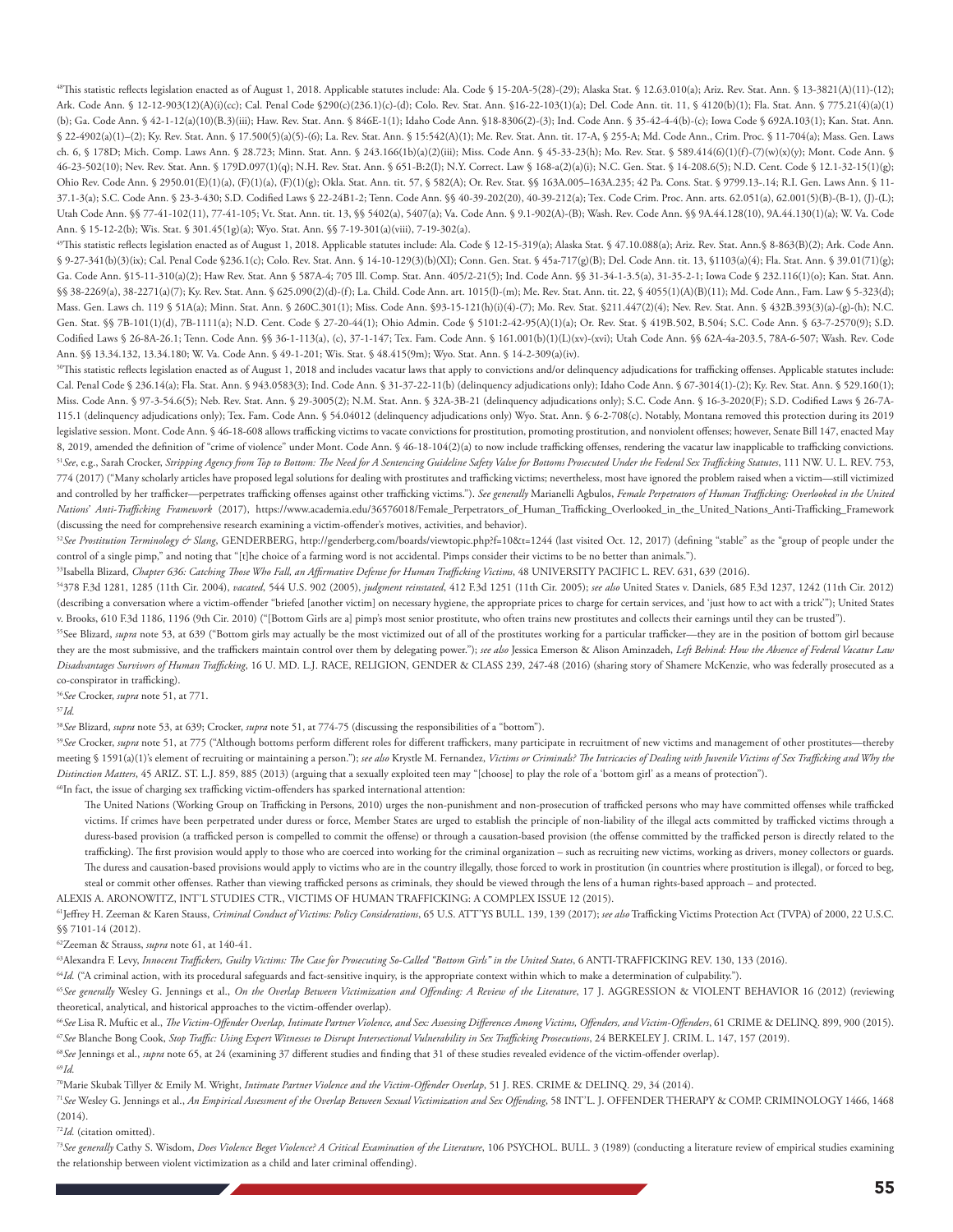[48]This statistic reflects legislation enacted as of August 1, 2018. Applicable statutes include: Ala. Code § 15-20A-5(28)-(29); Alaska Stat. § 12.63.010(a); Ariz. Rev. Stat. Ann. § 13-3821(A)(11)-(12); Ark. Code Ann. § 12-12-903(12)(A)(i)(cc); Cal. Penal Code §290(c)(236.1)(c)-(d); Colo. Rev. Stat. Ann. §16-22-103(1)(a); Del. Code Ann. tit. 11, § 4120(b)(1); Fla. Stat. Ann. § 775.21(4)(a)(1)(b); Ga. Code Ann. § 42-1-12(a)(10)(B.3)(iii); Haw. Rev. Stat. Ann. § 846E-1(1); Idaho Code Ann. §18-8306(2)-(3); Ind. Code Ann. § 35-42-4-4(b)-(c); Iowa Code § 692A.103(1); Kan. Stat. Ann. § 22-4902(a)(1)–(2); Ky. Rev. Stat. Ann. § 17.500(5)(a)(5)-(6); La. Rev. Stat. Ann. § 15:542(A)(1); Me. Rev. Stat. Ann. tit. 17-A, § 255-A; Md. Code Ann., Crim. Proc. § 11-704(a); Mass. Gen. Laws ch. 6, § 178D; Mich. Comp. Laws Ann. § 28.723; Minn. Stat. Ann. § 243.166(1b)(a)(2)(iii); Miss. Code Ann. § 45-33-23(h); Mo. Rev. Stat. § 589.414(6)(1)(f)-(7)(w)(x)(y); Mont. Code Ann. § 46-23-502(10); Nev. Rev. Stat. Ann. § 179D.097(1)(q); N.H. Rev. Stat. Ann. § 651-B:2(I); N.Y. Correct. Law § 168-a(2)(a)(i); N.C. Gen. Stat. § 14-208.6(5); N.D. Cent. Code § 12.1-32-15(1)(g); Ohio Rev. Code Ann. § 2950.01(E)(1)(a), (F)(1)(a), (F)(1)(g); Okla. Stat. Ann. tit. 57, § 582(A); Or. Rev. Stat. §§ 163A.005–163A.235; 42 Pa. Cons. Stat. § 9799.13-.14; R.I. Gen. Laws Ann. § 11-37.1-3(a); S.C. Code Ann. § 23-3-430; S.D. Codified Laws § 22-24B1-2; Tenn. Code Ann. §§ 40-39-202(20), 40-39-212(a); Tex. Code Crim. Proc. Ann. arts. 62.051(a), 62.001(5)(B)-(B-1), (J)-(L); Utah Code Ann. §§ 77-41-102(11), 77-41-105; Vt. Stat. Ann. tit. 13, §§ 5402(a), 5407(a); Va. Code Ann. § 9.1-902(A)-(B); Wash. Rev. Code Ann. §§ 9A.44.128(10), 9A.44.130(1)(a); W. Va. Code Ann. § 15-12-2(b); Wis. Stat. § 301.45(1g)(a); Wyo. Stat. Ann. §§ 7-19-301(a)(viii), 7-19-302(a).

[49]This statistic reflects legislation enacted as of August 1, 2018. Applicable statutes include: Ala. Code § 12-15-319(a); Alaska Stat. § 47.10.088(a); Ariz. Rev. Stat. Ann.§ 8-863(B)(2); Ark. Code Ann. § 9-27-341(b)(3)(ix); Cal. Penal Code §236.1(c); Colo. Rev. Stat. Ann. § 14-10-129(3)(b)(XI); Conn. Gen. Stat. § 45a-717(g)(B); Del. Code Ann. tit. 13, §1103(a)(4); Fla. Stat. Ann. § 39.01(71)(g); Ga. Code Ann. §15-11-310(a)(2); Haw Rev. Stat. Ann § 587A-4; 705 Ill. Comp. Stat. Ann. 405/2-21(5); Ind. Code Ann. §§ 31-34-1-3.5(a), 31-35-2-1; Iowa Code § 232.116(1)(o); Kan. Stat. Ann. §§ 38-2269(a), 38-2271(a)(7); Ky. Rev. Stat. Ann. § 625.090(2)(d)-(f); La. Child. Code Ann. art. 1015(l)-(m); Me. Rev. Stat. Ann. tit. 22, § 4055(1)(A)(B)(11); Md. Code Ann., Fam. Law § 5-323(d); Mass. Gen. Laws ch. 119 § 51A(a); Minn. Stat. Ann. § 260C.301(1); Miss. Code Ann. §93-15-121(h)(i)(4)-(7); Mo. Rev. Stat. §211.447(2)(4); Nev. Rev. Stat. Ann. § 432B.393(3)(a)-(g)-(h); N.C. Gen. Stat. §§ 7B-101(1)(d), 7B-1111(a); N.D. Cent. Code § 27-20-44(1); Ohio Admin. Code § 5101:2-42-95(A)(1)(a); Or. Rev. Stat. § 419B.502, B.504; S.C. Code Ann. § 63-7-2570(9); S.D. Codified Laws § 26-8A-26.1; Tenn. Code Ann. §§ 36-1-113(a), (c), 37-1-147; Tex. Fam. Code Ann. § 161.001(b)(1)(L)(xv)-(xvi); Utah Code Ann. §§ 62A-4a-203.5, 78A-6-507; Wash. Rev. Code Ann. §§ 13.34.132, 13.34.180; W. Va. Code Ann. § 49-1-201; Wis. Stat. § 48.415(9m); Wyo. Stat. Ann. § 14-2-309(a)(iv).

[50]This statistic reflects legislation enacted as of August 1, 2018 and includes vacatur laws that apply to convictions and/or delinquency adjudications for trafficking offenses. Applicable statutes include: Cal. Penal Code § 236.14(a); Fla. Stat. Ann. § 943.0583(3); Ind. Code Ann. § 31-37-22-11(b) (delinquency adjudications only); Idaho Code Ann. § 67-3014(1)-(2); Ky. Rev. Stat. Ann. § 529.160(1); Miss. Code Ann. § 97-3-54.6(5); Neb. Rev. Stat. Ann. § 29-3005(2); N.M. Stat. Ann. § 32A-3B-21 (delinquency adjudications only); S.C. Code Ann. § 16-3-2020(F); S.D. Codified Laws § 26-7A-115.1 (delinquency adjudications only); Tex. Fam. Code Ann. § 54.04012 (delinquency adjudications only) Wyo. Stat. Ann. § 6-2-708(c). Notably, Montana removed this protection during its 2019 legislative session. Mont. Code Ann. § 46-18-608 allows trafficking victims to vacate convictions for prostitution, promoting prostitution, and nonviolent offenses; however, Senate Bill 147, enacted May 8, 2019, amended the definition of "crime of violence" under Mont. Code Ann. § 46-18-104(2)(a) to now include trafficking offenses, rendering the vacatur law inapplicable to trafficking convictions.

[51]*See*, e.g., Sarah Crocker, *Stripping Agency from Top to Bottom: The Need for A Sentencing Guideline Safety Valve for Bottoms Prosecuted Under the Federal Sex Trafficking Statutes*, 111 NW. U. L. REV. 753, 774 (2017) ("Many scholarly articles have proposed legal solutions for dealing with prostitutes and trafficking victims; nevertheless, most have ignored the problem raised when a victim—still victimized and controlled by her trafficker—perpetrates trafficking offenses against other trafficking victims."). *See generally* Marianelli Agbulos, *Female Perpetrators of Human Trafficking: Overlooked in the United Nations' Anti-Trafficking Framework* (2017), https://www.academia.edu/36576018/Female_Perpetrators_of_Human_Trafficking_Overlooked_in_the_United_Nations_Anti-Trafficking_Framework (discussing the need for comprehensive research examining a victim-offender's motives, activities, and behavior).

[52]*See Prostitution Terminology & Slang*, GENDERBERG, http://genderberg.com/boards/viewtopic.php?f=10&t=1244 (last visited Oct. 12, 2017) (defining "stable" as the "group of people under the control of a single pimp," and noting that "[t]he choice of a farming word is not accidental. Pimps consider their victims to be no better than animals.").

[53]Isabella Blizard, *Chapter 636: Catching Those Who Fall, an Affirmative Defense for Human Trafficking Victims*, 48 UNIVERSITY PACIFIC L. REV. 631, 639 (2016).

[54]378 F.3d 1281, 1285 (11th Cir. 2004), *vacated*, 544 U.S. 902 (2005), *judgment reinstated*, 412 F.3d 1251 (11th Cir. 2005); *see also* United States v. Daniels, 685 F.3d 1237, 1242 (11th Cir. 2012) (describing a conversation where a victim-offender "briefed [another victim] on necessary hygiene, the appropriate prices to charge for certain services, and 'just how to act with a trick'"); United States v. Brooks, 610 F.3d 1186, 1196 (9th Cir. 2010) ("[Bottom Girls are a] pimp's most senior prostitute, who often trains new prostitutes and collects their earnings until they can be trusted").

[55]See Blizard, *supra* note 53, at 639 ("Bottom girls may actually be the most victimized out of all of the prostitutes working for a particular trafficker—they are in the position of bottom girl because they are the most submissive, and the traffickers maintain control over them by delegating power."); *see also* Jessica Emerson & Alison Aminzadeh, *Left Behind: How the Absence of Federal Vacatur Law Disadvantages Survivors of Human Trafficking*, 16 U. MD. L.J. RACE, RELIGION, GENDER & CLASS 239, 247-48 (2016) (sharing story of Shamere McKenzie, who was federally prosecuted as a co-conspirator in trafficking).

[56]*See* Crocker, *supra* note 51, at 771.

[57]*Id.*

[58]*See* Blizard, *supra* note 53, at 639; Crocker, *supra* note 51, at 774-75 (discussing the responsibilities of a "bottom").

[59]*See* Crocker, *supra* note 51, at 775 ("Although bottoms perform different roles for different traffickers, many participate in recruitment of new victims and management of other prostitutes—thereby meeting § 1591(a)(1)'s element of recruiting or maintaining a person."); *see also* Krystle M. Fernandez, *Victims or Criminals? The Intricacies of Dealing with Juvenile Victims of Sex Trafficking and Why the Distinction Matters*, 45 ARIZ. ST. L.J. 859, 885 (2013) (arguing that a sexually exploited teen may "[choose] to play the role of a 'bottom girl' as a means of protection").

[60]In fact, the issue of charging sex trafficking victim-offenders has sparked international attention:

> The United Nations (Working Group on Trafficking in Persons, 2010) urges the non-punishment and non-prosecution of trafficked persons who may have committed offenses while trafficked victims. If crimes have been perpetrated under duress or force, Member States are urged to establish the principle of non-liability of the illegal acts committed by trafficked victims through a duress-based provision (a trafficked person is compelled to commit the offense) or through a causation-based provision (the offense committed by the trafficked person is directly related to the trafficking). The first provision would apply to those who are coerced into working for the criminal organization – such as recruiting new victims, working as drivers, money collectors or guards. The duress and causation-based provisions would apply to victims who are in the country illegally, those forced to work in prostitution (in countries where prostitution is illegal), or forced to beg, steal or commit other offenses. Rather than viewing trafficked persons as criminals, they should be viewed through the lens of a human rights-based approach – and protected.

ALEXIS A. ARONOWITZ, INT'L STUDIES CTR., VICTIMS OF HUMAN TRAFFICKING: A COMPLEX ISSUE 12 (2015).

[61]Jeffrey H. Zeeman & Karen Stauss, *Criminal Conduct of Victims: Policy Considerations*, 65 U.S. ATT'YS BULL. 139, 139 (2017); *see also* Trafficking Victims Protection Act (TVPA) of 2000, 22 U.S.C. §§ 7101-14 (2012).

[62]Zeeman & Strauss, *supra* note 61, at 140-41.

[63]Alexandra F. Levy, *Innocent Traffickers, Guilty Victims: The Case for Prosecuting So-Called "Bottom Girls" in the United States*, 6 ANTI-TRAFFICKING REV. 130, 133 (2016).

[64]*Id.* ("A criminal action, with its procedural safeguards and fact-sensitive inquiry, is the appropriate context within which to make a determination of culpability.").

[65]*See generally* Wesley G. Jennings et al., *On the Overlap Between Victimization and Offending: A Review of the Literature*, 17 J. AGGRESSION & VIOLENT BEHAVIOR 16 (2012) (reviewing theoretical, analytical, and historical approaches to the victim-offender overlap).

[66]*See* Lisa R. Muftic et al., *The Victim-Offender Overlap, Intimate Partner Violence, and Sex: Assessing Differences Among Victims, Offenders, and Victim-Offenders*, 61 CRIME & DELINQ. 899, 900 (2015).

[67]*See* Blanche Bong Cook, *Stop Traffic: Using Expert Witnesses to Disrupt Intersectional Vulnerability in Sex Trafficking Prosecutions*, 24 BERKELEY J. CRIM. L. 147, 157 (2019).

[68]*See* Jennings et al., *supra* note 65, at 24 (examining 37 different studies and finding that 31 of these studies revealed evidence of the victim-offender overlap).

[69]*Id.*

[70]Marie Skubak Tillyer & Emily M. Wright, *Intimate Partner Violence and the Victim-Offender Overlap*, 51 J. RES. CRIME & DELINQ. 29, 34 (2014).

[71]*See* Wesley G. Jennings et al., *An Empirical Assessment of the Overlap Between Sexual Victimization and Sex Offending*, 58 INT'L J. OFFENDER THERAPY & COMP. CRIMINOLOGY 1466, 1468 (2014).

[72]*Id.* (citation omitted).

[73]*See generally* Cathy S. Widsom, *Does Violence Beget Violence? A Critical Examination of the Literature*, 106 PSYCHOL. BULL. 3 (1989) (conducting a literature review of empirical studies examining the relationship between violent victimization as a child and later criminal offending).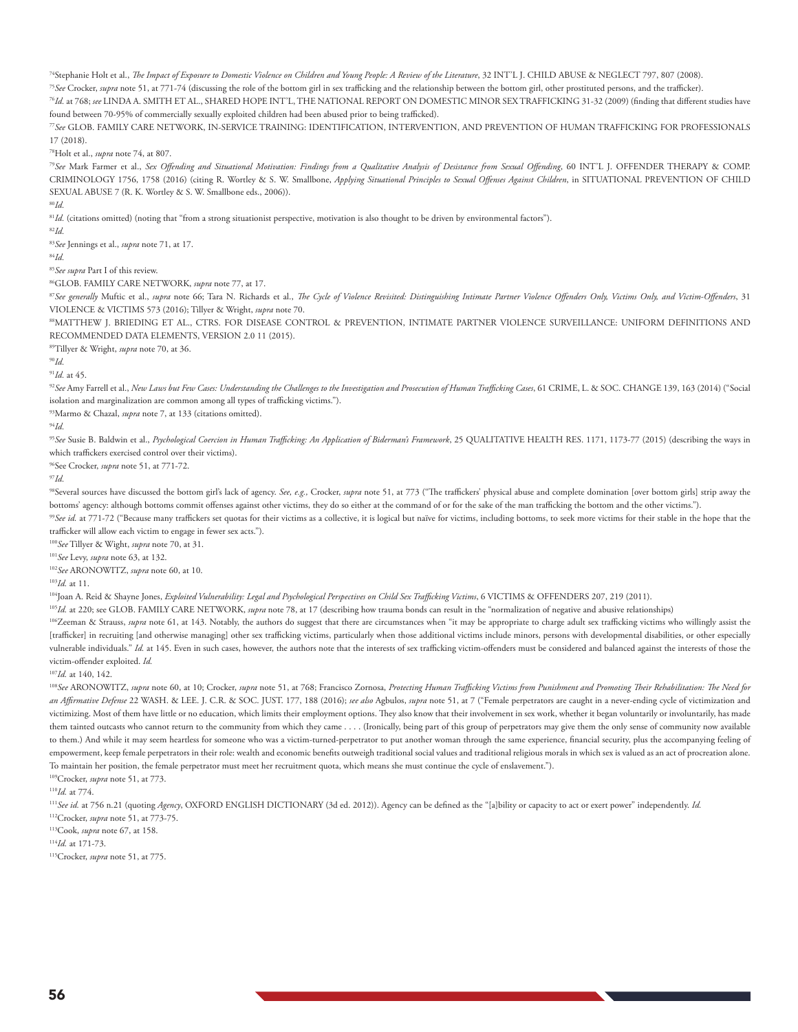[74]Stephanie Holt et al., *The Impact of Exposure to Domestic Violence on Children and Young People: A Review of the Literature*, 32 INT'L J. CHILD ABUSE & NEGLECT 797, 807 (2008).

[75]*See* Crocker, *supra* note 51, at 771-74 (discussing the role of the bottom girl in sex trafficking and the relationship between the bottom girl, other prostituted persons, and the trafficker).

[76]*Id.* at 768; *see* LINDA A. SMITH ET AL., SHARED HOPE INT'L, THE NATIONAL REPORT ON DOMESTIC MINOR SEX TRAFFICKING 31-32 (2009) (finding that different studies have found between 70-95% of commercially sexually exploited children had been abused prior to being trafficked).

[77]*See* GLOB. FAMILY CARE NETWORK, IN-SERVICE TRAINING: IDENTIFICATION, INTERVENTION, AND PREVENTION OF HUMAN TRAFFICKING FOR PROFESSIONALS 17 (2018).

[78]Holt et al., *supra* note 74, at 807.

[79]*See* Mark Farmer et al., *Sex Offending and Situational Motivation: Findings from a Qualitative Analysis of Desistance from Sexual Offending*, 60 INT'L J. OFFENDER THERAPY & COMP. CRIMINOLOGY 1756, 1758 (2016) (citing R. Wortley & S. W. Smallbone, *Applying Situational Principles to Sexual Offenses Against Children*, in SITUATIONAL PREVENTION OF CHILD SEXUAL ABUSE 7 (R. K. Wortley & S. W. Smallbone eds., 2006)).

[80]*Id.*

[81]*Id.* (citations omitted) (noting that "from a strong situationist perspective, motivation is also thought to be driven by environmental factors").

[82]*Id.*

[83]*See* Jennings et al., *supra* note 71, at 17.

[84]*Id.*

[85]*See supra* Part I of this review.

[86]GLOB. FAMILY CARE NETWORK, *supra* note 77, at 17.

[87]*See generally* Muftic et al., *supra* note 66; Tara N. Richards et al., *The Cycle of Violence Revisited: Distinguishing Intimate Partner Violence Offenders Only, Victims Only, and Victim-Offenders*, 31 VIOLENCE & VICTIMS 573 (2016); Tillyer & Wright, *supra* note 70.

[88]MATTHEW J. BRIEDING ET AL., CTRS. FOR DISEASE CONTROL & PREVENTION, INTIMATE PARTNER VIOLENCE SURVEILLANCE: UNIFORM DEFINITIONS AND RECOMMENDED DATA ELEMENTS, VERSION 2.0 11 (2015).

[89]Tillyer & Wright, *supra* note 70, at 36.

[90]*Id.*

[91]*Id.* at 45.

[92]*See* Amy Farrell et al., *New Laws but Few Cases: Understanding the Challenges to the Investigation and Prosecution of Human Trafficking Cases*, 61 CRIME, L. & SOC. CHANGE 139, 163 (2014) ("Social isolation and marginalization are common among all types of trafficking victims.").

[93]Marmo & Chazal, *supra* note 7, at 133 (citations omitted).

[94]*Id.*

[95]*See* Susie B. Baldwin et al., *Psychological Coercion in Human Trafficking: An Application of Biderman's Framework*, 25 QUALITATIVE HEALTH RES. 1171, 1173-77 (2015) (describing the ways in which traffickers exercised control over their victims).

[96]See Crocker, *supra* note 51, at 771-72.

[97]*Id.*

[98]Several sources have discussed the bottom girl's lack of agency. *See, e.g.,* Crocker, *supra* note 51, at 773 ("The traffickers' physical abuse and complete domination [over bottom girls] strip away the bottoms' agency: although bottoms commit offenses against other victims, they do so either at the command of or for the sake of the man trafficking the bottom and the other victims.").

[99]*See id.* at 771-72 ("Because many traffickers set quotas for their victims as a collective, it is logical but naïve for victims, including bottoms, to seek more victims for their stable in the hope that the trafficker will allow each victim to engage in fewer sex acts.").

[100]*See* Tillyer & Wight, *supra* note 70, at 31.

[101]*See* Levy, *supra* note 63, at 132.

[102]*See* ARONOWITZ, *supra* note 60, at 10.

[103]*Id.* at 11.

[104]Joan A. Reid & Shayne Jones, *Exploited Vulnerability: Legal and Psychological Perspectives on Child Sex Trafficking Victims*, 6 VICTIMS & OFFENDERS 207, 219 (2011).

[105]*Id.* at 220; see GLOB. FAMILY CARE NETWORK, *supra* note 78, at 17 (describing how trauma bonds can result in the "normalization of negative and abusive relationships)

[106]Zeeman & Strauss, *supra* note 61, at 143. Notably, the authors do suggest that there are circumstances when "it may be appropriate to charge adult sex trafficking victims who willingly assist the [trafficker] in recruiting [and otherwise managing] other sex trafficking victims, particularly when those additional victims include minors, persons with developmental disabilities, or other especially vulnerable individuals." *Id.* at 145. Even in such cases, however, the authors note that the interests of sex trafficking victim-offenders must be considered and balanced against the interests of those the victim-offender exploited. *Id.*

[107]*Id.* at 140, 142.

[108]*See* ARONOWITZ, *supra* note 60, at 10; Crocker, *supra* note 51, at 768; Francisco Zornosa, *Protecting Human Trafficking Victims from Punishment and Promoting Their Rehabilitation: The Need for an Affirmative Defense* 22 WASH. & LEE. J. C.R. & SOC. JUST. 177, 188 (2016); *see also* Agbulos, *supra* note 51, at 7 ("Female perpetrators are caught in a never-ending cycle of victimization and victimizing. Most of them have little or no education, which limits their employment options. They also know that their involvement in sex work, whether it began voluntarily or involuntarily, has made them tainted outcasts who cannot return to the community from which they came . . . . (Ironically, being part of this group of perpetrators may give them the only sense of community now available to them.) And while it may seem heartless for someone who was a victim-turned-perpetrator to put another woman through the same experience, financial security, plus the accompanying feeling of empowerment, keep female perpetrators in their role: wealth and economic benefits outweigh traditional social values and traditional religious morals in which sex is valued as an act of procreation alone. To maintain her position, the female perpetrator must meet her recruitment quota, which means she must continue the cycle of enslavement.").

[109]Crocker, *supra* note 51, at 773.

[110]*Id.* at 774.

[111]*See id.* at 756 n.21 (quoting *Agency*, OXFORD ENGLISH DICTIONARY (3d ed. 2012)). Agency can be defined as the "[a]bility or capacity to act or exert power" independently. *Id.*

[112]Crocker, *supra* note 51, at 773-75.

[113]Cook, *supra* note 67, at 158.

[114]*Id.* at 171-73.

[115]Crocker, *supra* note 51, at 775.